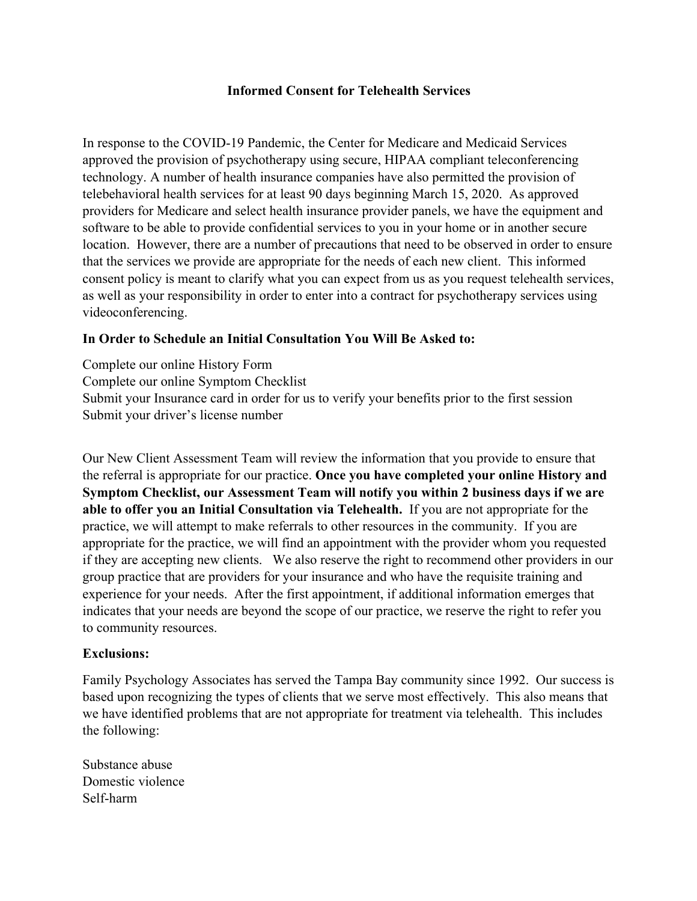# Informed Consent for Telehealth Services

In response to the COVID-19 Pandemic, the Center for Medicare and Medicaid Services approved the provision of psychotherapy using secure, HIPAA compliant teleconferencing technology. A number of health insurance companies have also permitted the provision of telebehavioral health services for at least 90 days beginning March 15, 2020. As approved providers for Medicare and select health insurance provider panels, we have the equipment and software to be able to provide confidential services to you in your home or in another secure location. However, there are a number of precautions that need to be observed in order to ensure that the services we provide are appropriate for the needs of each new client. This informed consent policy is meant to clarify what you can expect from us as you request telehealth services, as well as your responsibility in order to enter into a contract for psychotherapy services using videoconferencing.

**In Order to Schedule an Initial Consultation You Will Be Asked to:**

Complete our online History Form
Complete our online Symptom Checklist
Submit your Insurance card in order for us to verify your benefits prior to the first session
Submit your driver's license number

Our New Client Assessment Team will review the information that you provide to ensure that the referral is appropriate for our practice. **Once you have completed your online History and Symptom Checklist, our Assessment Team will notify you within 2 business days if we are able to offer you an Initial Consultation via Telehealth.** If you are not appropriate for the practice, we will attempt to make referrals to other resources in the community. If you are appropriate for the practice, we will find an appointment with the provider whom you requested if they are accepting new clients. We also reserve the right to recommend other providers in our group practice that are providers for your insurance and who have the requisite training and experience for your needs. After the first appointment, if additional information emerges that indicates that your needs are beyond the scope of our practice, we reserve the right to refer you to community resources.

**Exclusions:**

Family Psychology Associates has served the Tampa Bay community since 1992. Our success is based upon recognizing the types of clients that we serve most effectively. This also means that we have identified problems that are not appropriate for treatment via telehealth. This includes the following:

Substance abuse
Domestic violence
Self-harm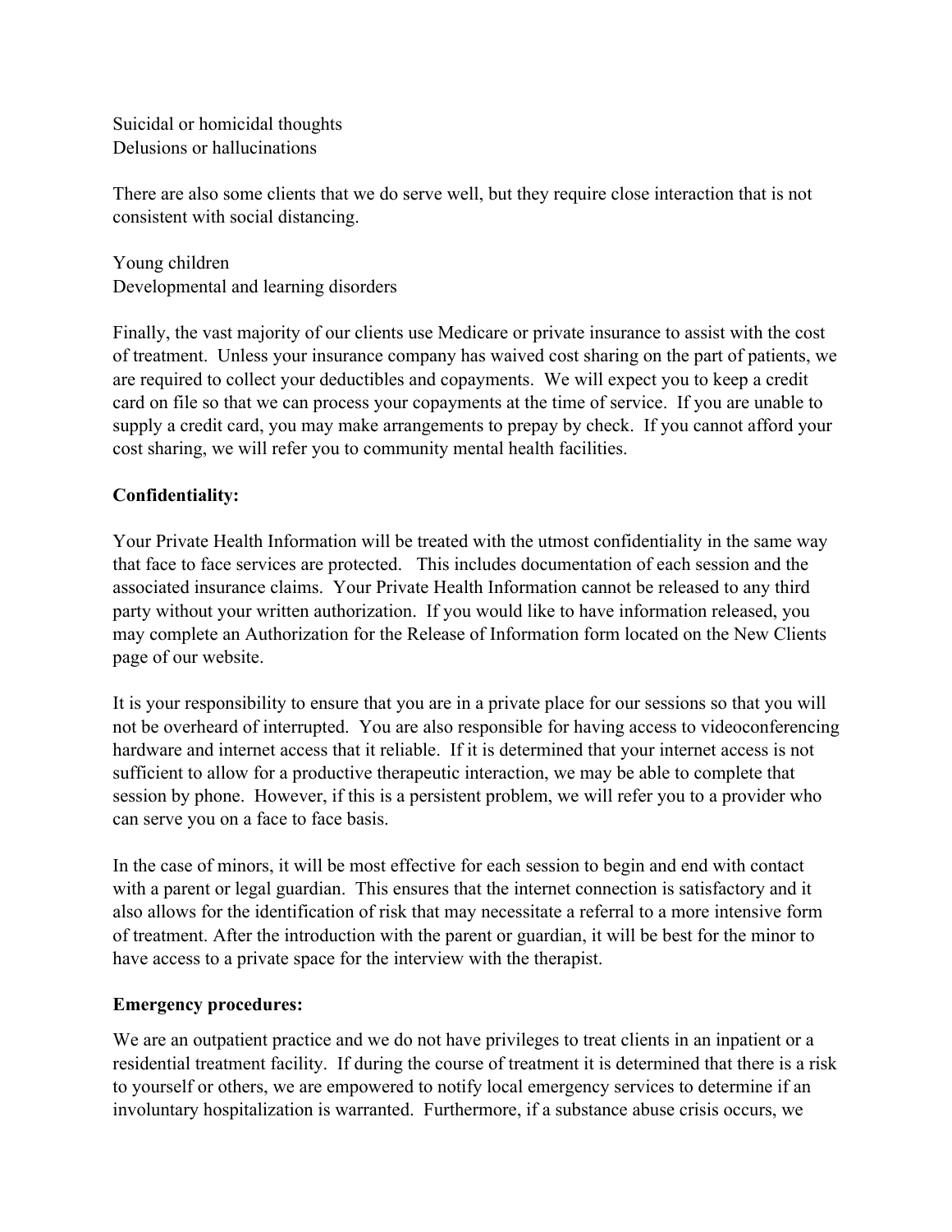Suicidal or homicidal thoughts
Delusions or hallucinations

There are also some clients that we do serve well, but they require close interaction that is not consistent with social distancing.

Young children
Developmental and learning disorders

Finally, the vast majority of our clients use Medicare or private insurance to assist with the cost of treatment. Unless your insurance company has waived cost sharing on the part of patients, we are required to collect your deductibles and copayments. We will expect you to keep a credit card on file so that we can process your copayments at the time of service. If you are unable to supply a credit card, you may make arrangements to prepay by check. If you cannot afford your cost sharing, we will refer you to community mental health facilities.

**Confidentiality:**

Your Private Health Information will be treated with the utmost confidentiality in the same way that face to face services are protected. This includes documentation of each session and the associated insurance claims. Your Private Health Information cannot be released to any third party without your written authorization. If you would like to have information released, you may complete an Authorization for the Release of Information form located on the New Clients page of our website.

It is your responsibility to ensure that you are in a private place for our sessions so that you will not be overheard of interrupted. You are also responsible for having access to videoconferencing hardware and internet access that it reliable. If it is determined that your internet access is not sufficient to allow for a productive therapeutic interaction, we may be able to complete that session by phone. However, if this is a persistent problem, we will refer you to a provider who can serve you on a face to face basis.

In the case of minors, it will be most effective for each session to begin and end with contact with a parent or legal guardian. This ensures that the internet connection is satisfactory and it also allows for the identification of risk that may necessitate a referral to a more intensive form of treatment. After the introduction with the parent or guardian, it will be best for the minor to have access to a private space for the interview with the therapist.

**Emergency procedures:**

We are an outpatient practice and we do not have privileges to treat clients in an inpatient or a residential treatment facility. If during the course of treatment it is determined that there is a risk to yourself or others, we are empowered to notify local emergency services to determine if an involuntary hospitalization is warranted. Furthermore, if a substance abuse crisis occurs, we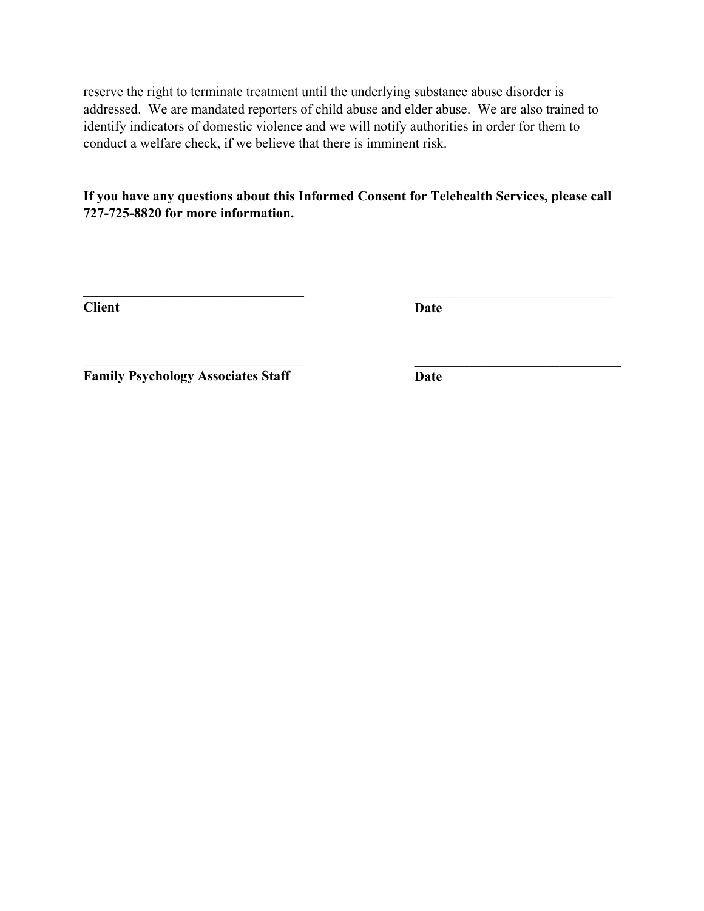reserve the right to terminate treatment until the underlying substance abuse disorder is addressed. We are mandated reporters of child abuse and elder abuse. We are also trained to identify indicators of domestic violence and we will notify authorities in order for them to conduct a welfare check, if we believe that there is imminent risk.

**If you have any questions about this Informed Consent for Telehealth Services, please call 727-725-8820 for more information.**

_________________________________ &nbsp;&nbsp;&nbsp;&nbsp;&nbsp;&nbsp;&nbsp;&nbsp; _______________________________

**Client** &nbsp;&nbsp;&nbsp;&nbsp;&nbsp;&nbsp;&nbsp;&nbsp;&nbsp;&nbsp;&nbsp;&nbsp;&nbsp;&nbsp;&nbsp;&nbsp;&nbsp;&nbsp;&nbsp;&nbsp;&nbsp;&nbsp;&nbsp;&nbsp;&nbsp;&nbsp;&nbsp;&nbsp;&nbsp;&nbsp;&nbsp;&nbsp;&nbsp;&nbsp;&nbsp;&nbsp;&nbsp;&nbsp;&nbsp;&nbsp; **Date**

_________________________________ &nbsp;&nbsp;&nbsp;&nbsp;&nbsp;&nbsp;&nbsp;&nbsp; _______________________________

**Family Psychology Associates Staff** &nbsp;&nbsp;&nbsp;&nbsp;&nbsp;&nbsp;&nbsp;&nbsp; **Date**